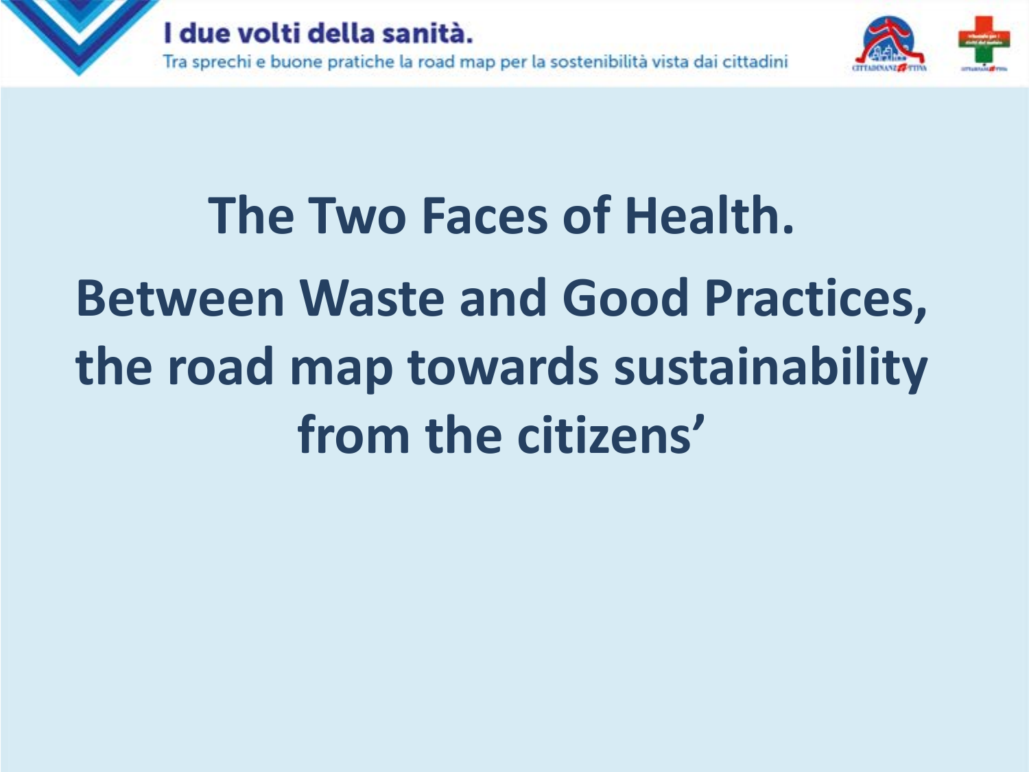**I due volti della sanità.**

Tra sprechi e buone pratiche la road map per la sostenibilità vista dai cittadini

# The Two Faces of Health.

# Between Waste and Good Practices, the road map towards sustainability from the citizens'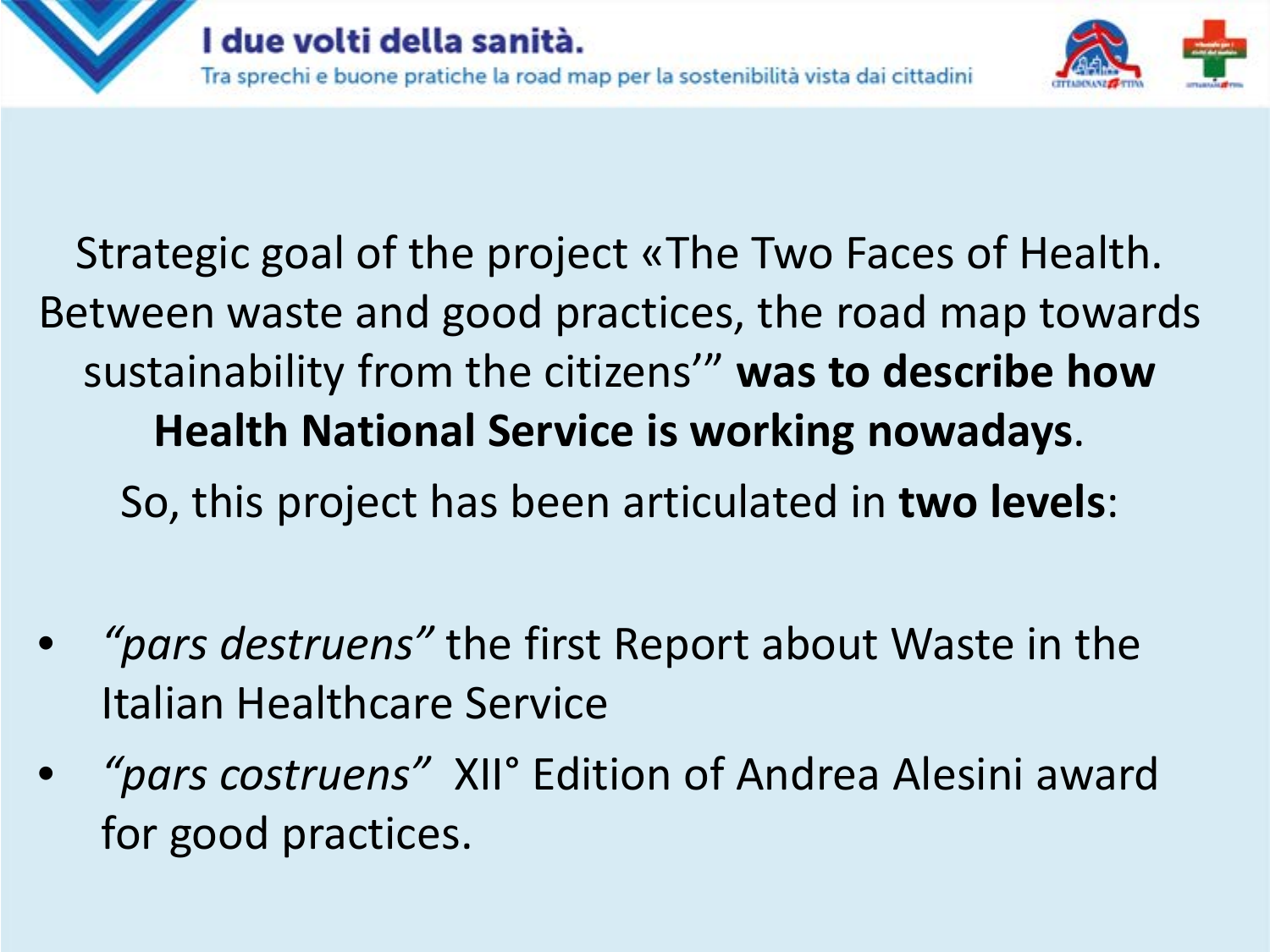Strategic goal of the project «The Two Faces of Health. Between waste and good practices, the road map towards sustainability from the citizens'" **was to describe how Health National Service is working nowadays**.

So, this project has been articulated in **two levels**:

- *"pars destruens"* the first Report about Waste in the Italian Healthcare Service
- *"pars costruens"* XII° Edition of Andrea Alesini award for good practices.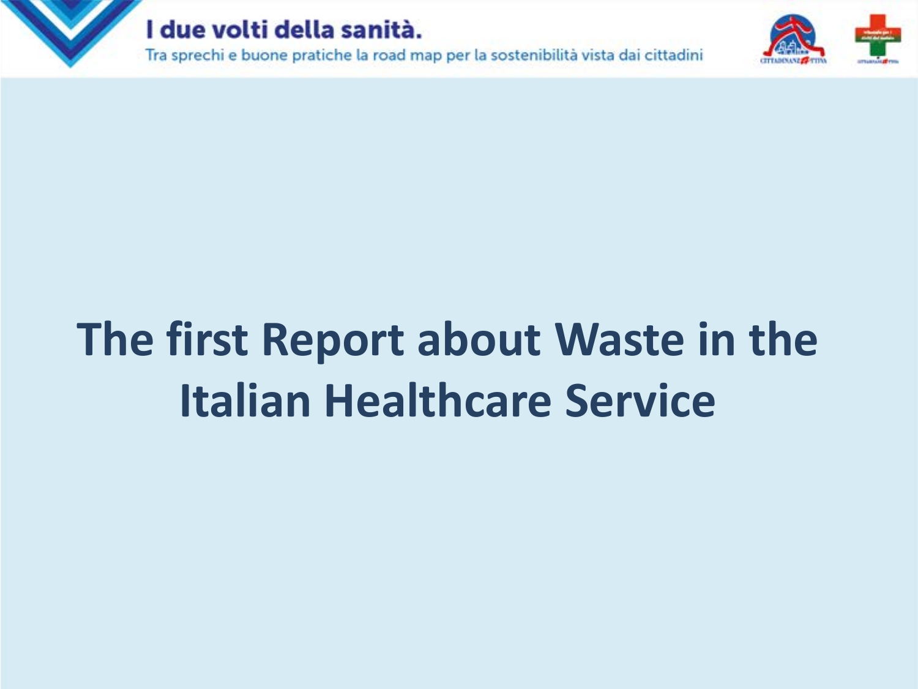# The first Report about Waste in the Italian Healthcare Service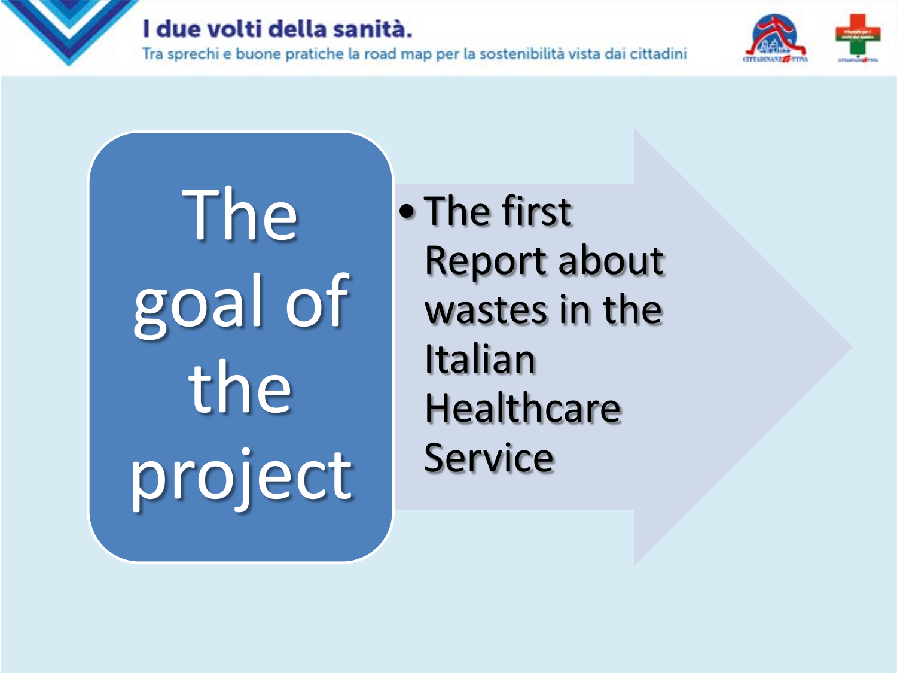# The goal of the project

- The first Report about wastes in the Italian Healthcare Service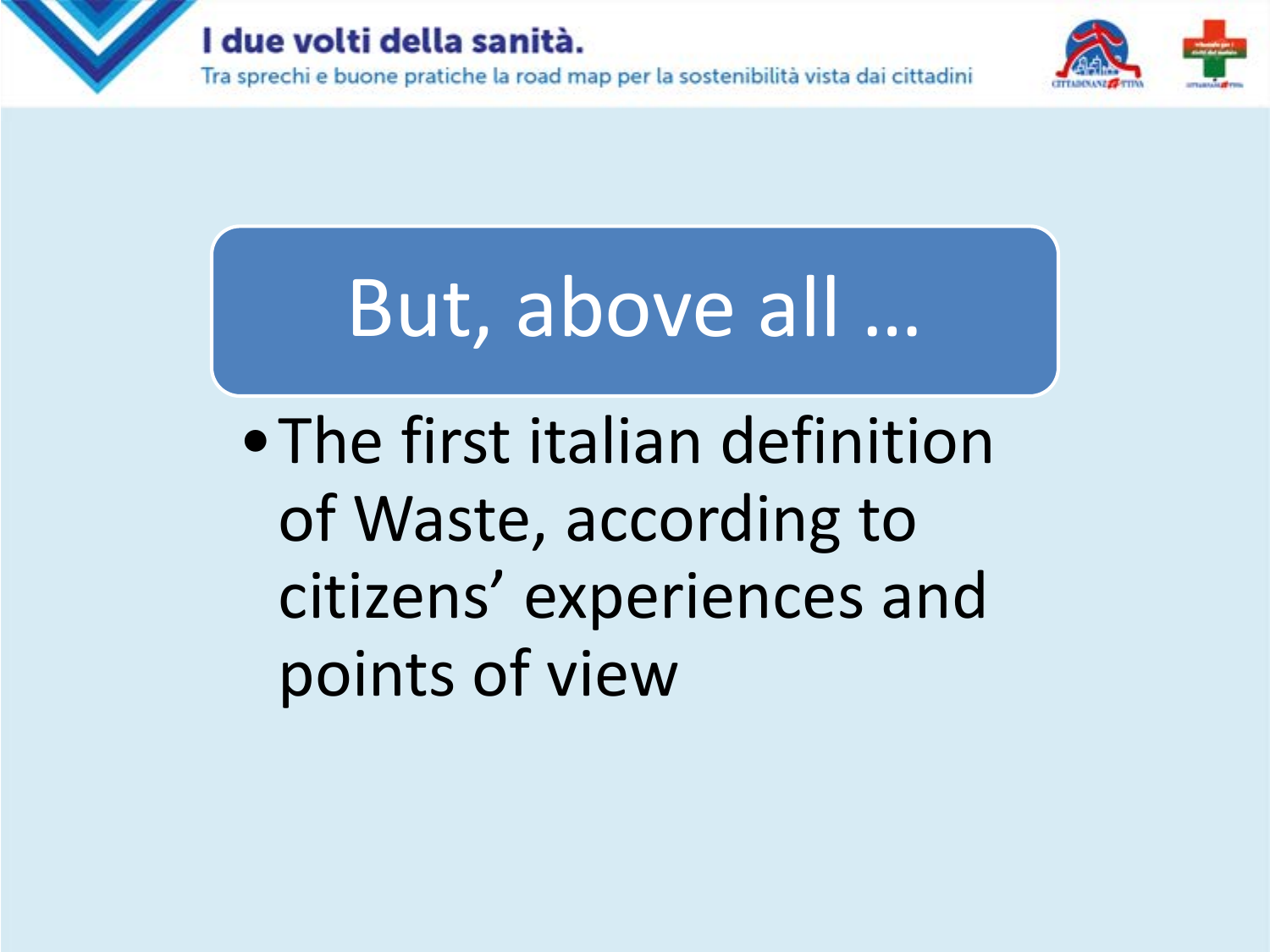# But, above all …

- The first italian definition of Waste, according to citizens' experiences and points of view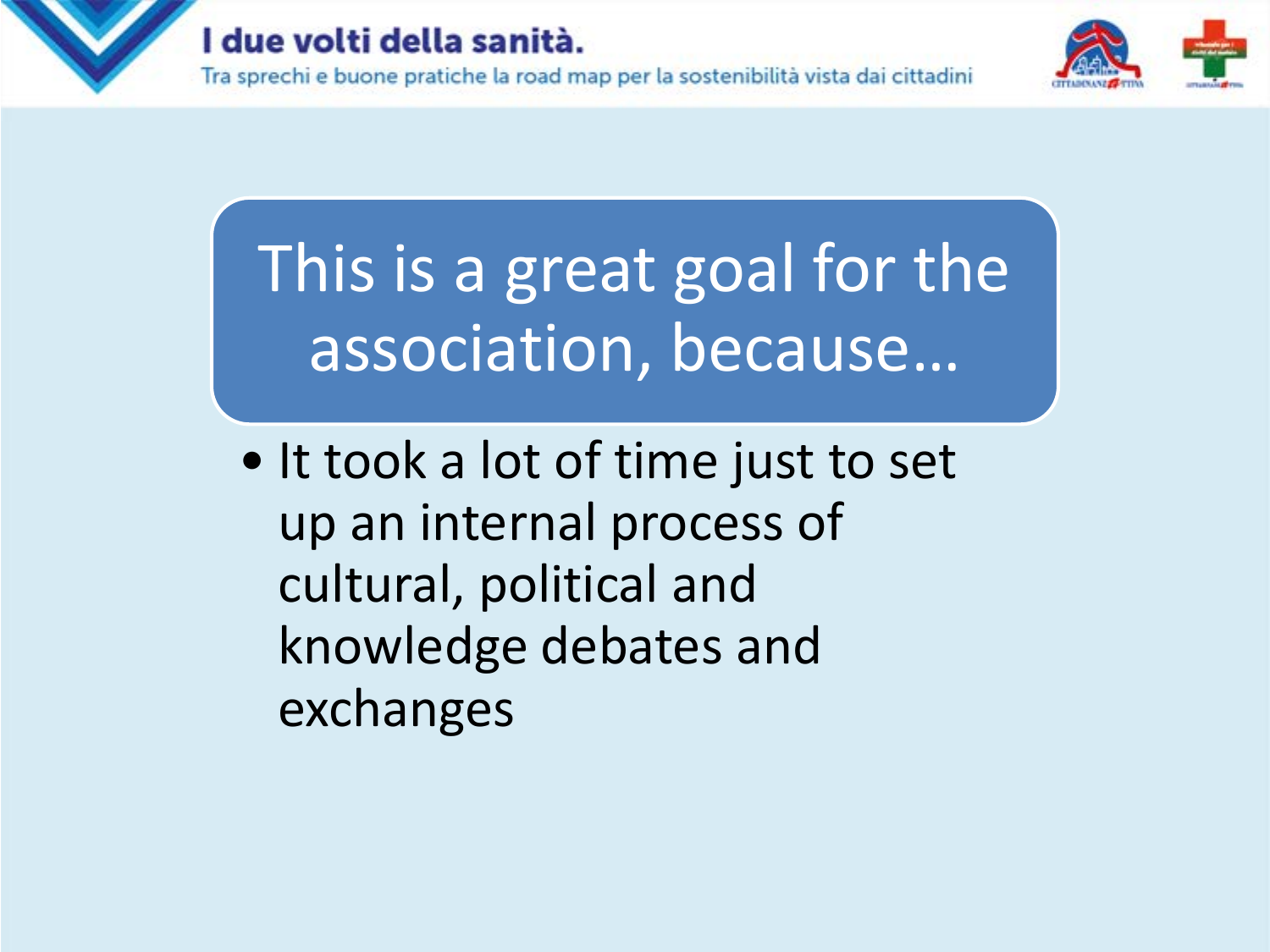# This is a great goal for the association, because…

- It took a lot of time just to set up an internal process of cultural, political and knowledge debates and exchanges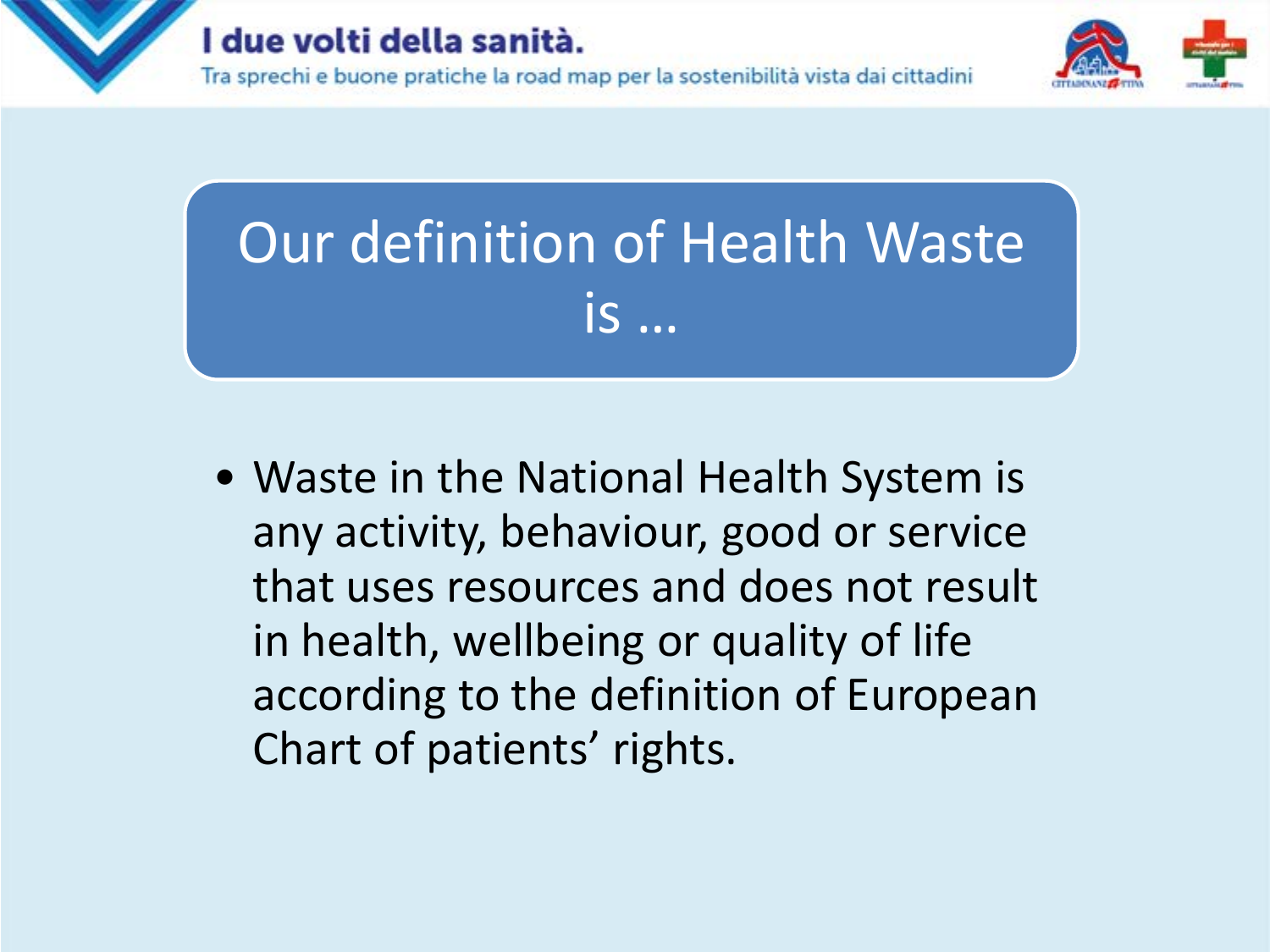# Our definition of Health Waste is …

- Waste in the National Health System is any activity, behaviour, good or service that uses resources and does not result in health, wellbeing or quality of life according to the definition of European Chart of patients' rights.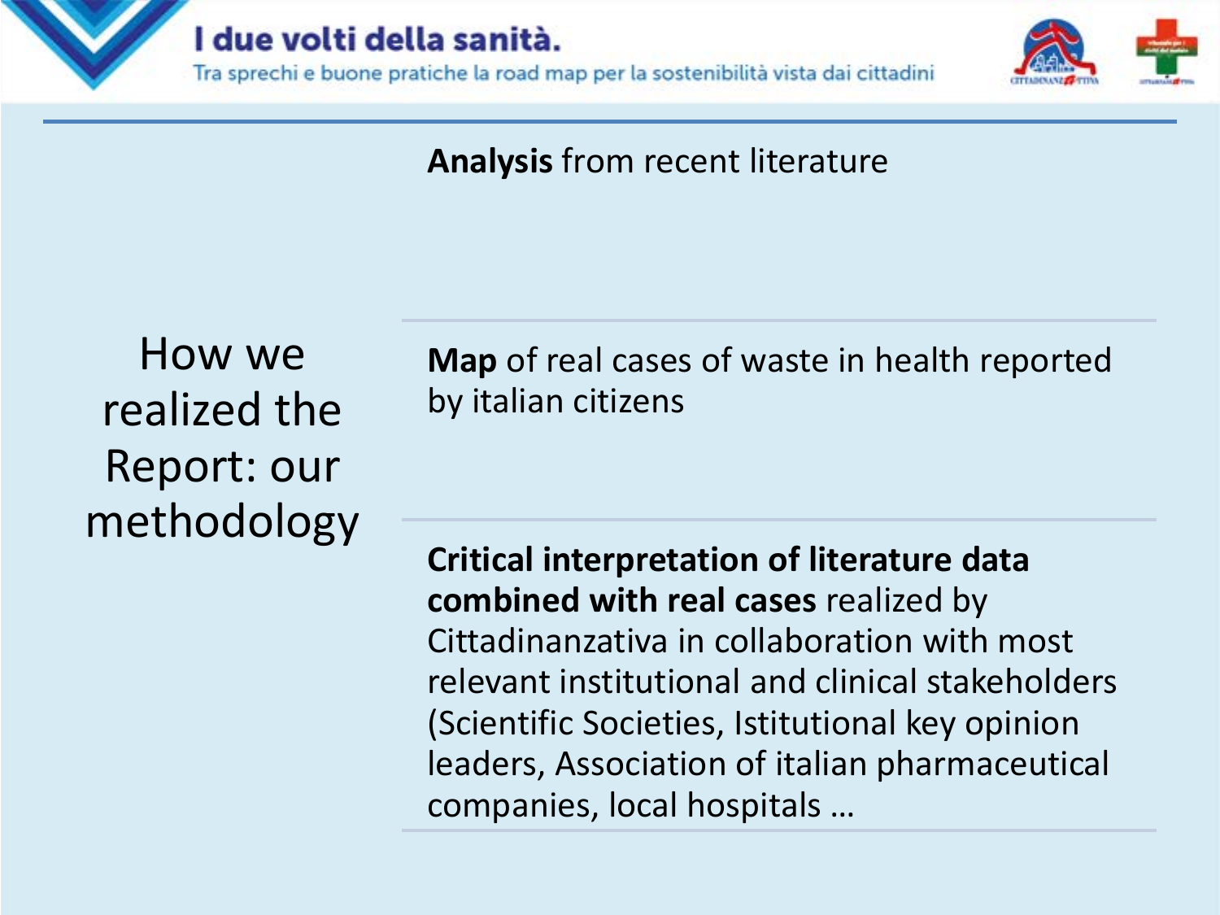# How we realized the Report: our methodology

**Analysis** from recent literature

**Map** of real cases of waste in health reported by italian citizens

**Critical interpretation of literature data combined with real cases** realized by Cittadinanzativa in collaboration with most relevant institutional and clinical stakeholders (Scientific Societies, Istitutional key opinion leaders, Association of italian pharmaceutical companies, local hospitals …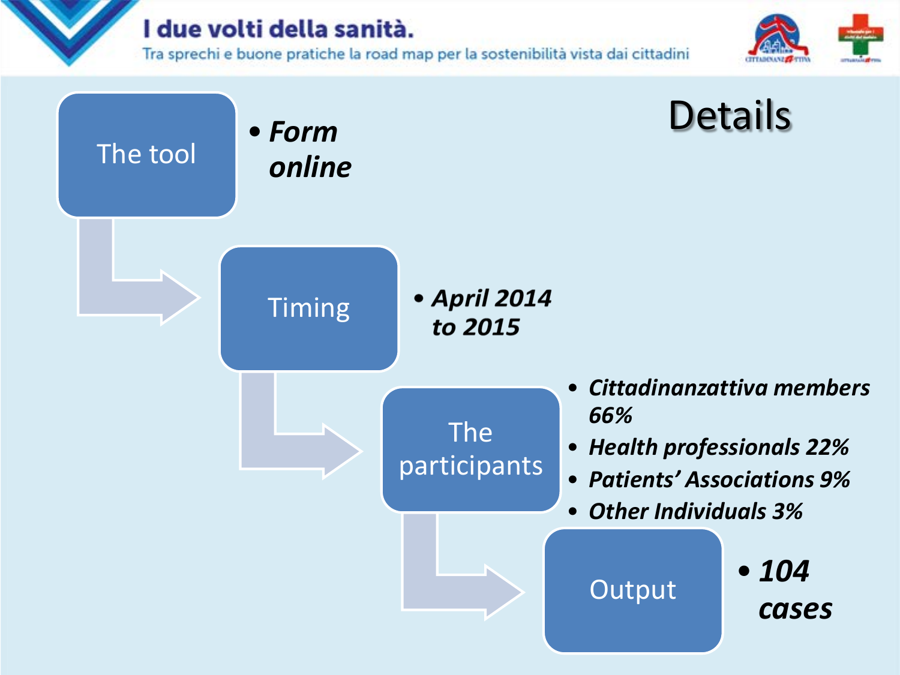# Details

**The tool**

- ***Form online***

**Timing**

- ***April 2014 to 2015***

**The participants**

- ***Cittadinanzattiva members 66%***
- ***Health professionals 22%***
- ***Patients' Associations 9%***
- ***Other Individuals 3%***

**Output**

- ***104 cases***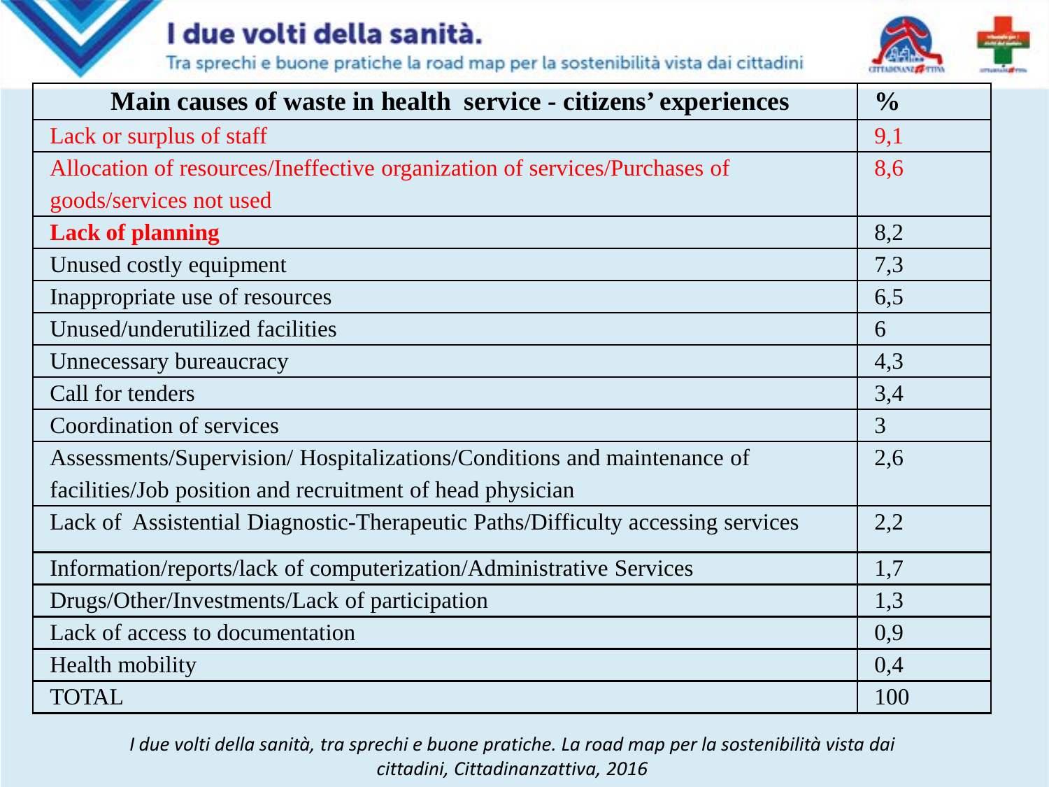# I due volti della sanità.

Tra sprechi e buone pratiche la road map per la sostenibilità vista dai cittadini

| Main causes of waste in health service - citizens' experiences | % |
|---|---|
| Lack or surplus of staff | 9,1 |
| Allocation of resources/Ineffective organization of services/Purchases of goods/services not used | 8,6 |
| **Lack of planning** | 8,2 |
| Unused costly equipment | 7,3 |
| Inappropriate use of resources | 6,5 |
| Unused/underutilized facilities | 6 |
| Unnecessary bureaucracy | 4,3 |
| Call for tenders | 3,4 |
| Coordination of services | 3 |
| Assessments/Supervision/ Hospitalizations/Conditions and maintenance of facilities/Job position and recruitment of head physician | 2,6 |
| Lack of Assistential Diagnostic-Therapeutic Paths/Difficulty accessing services | 2,2 |
| Information/reports/lack of computerization/Administrative Services | 1,7 |
| Drugs/Other/Investments/Lack of participation | 1,3 |
| Lack of access to documentation | 0,9 |
| Health mobility | 0,4 |
| TOTAL | 100 |

*I due volti della sanità, tra sprechi e buone pratiche. La road map per la sostenibilità vista dai cittadini, Cittadinanzattiva, 2016*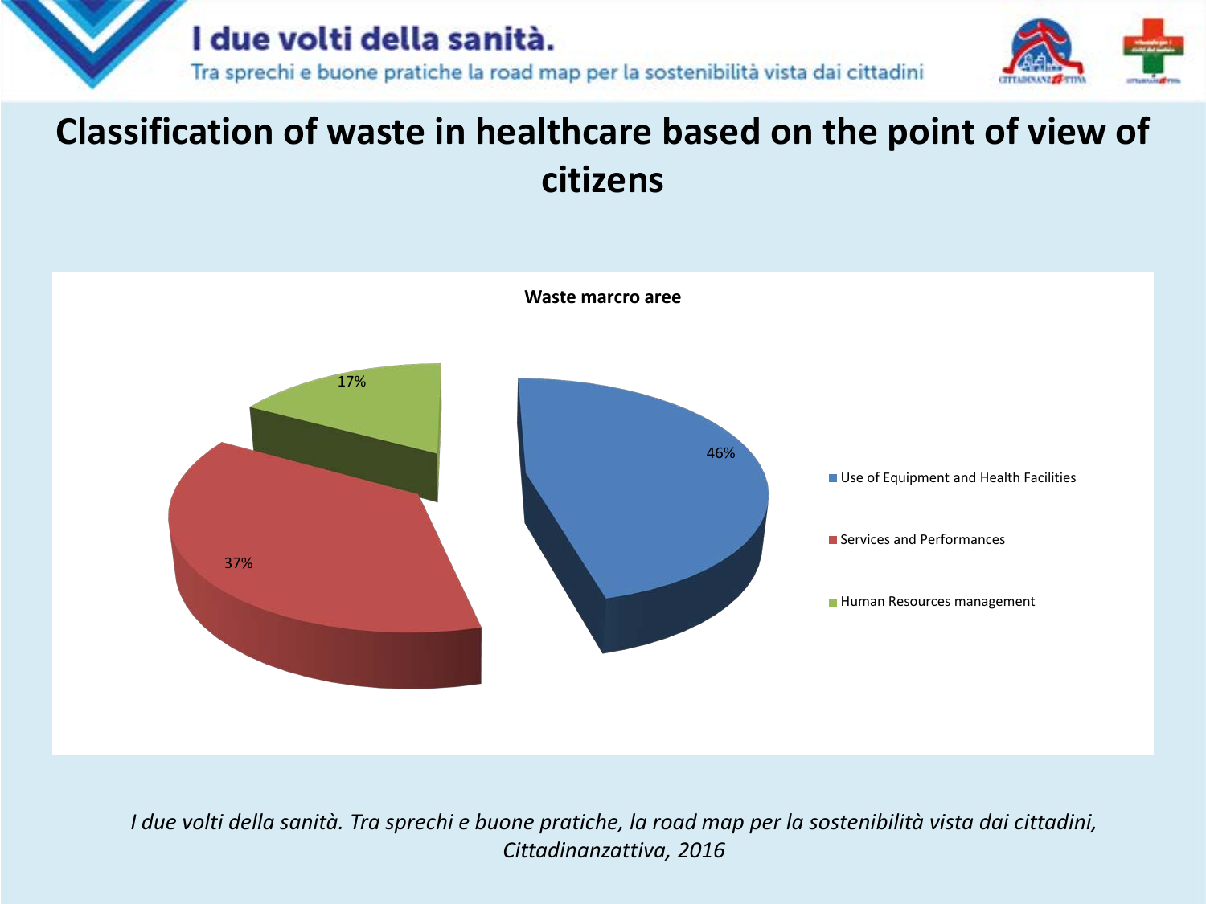# Classification of waste in healthcare based on the point of view of citizens

Waste marcro aree

17%

46%

37%

Use of Equipment and Health Facilities

Services and Performances

Human Resources management

*I due volti della sanità. Tra sprechi e buone pratiche, la road map per la sostenibilità vista dai cittadini, Cittadinanzattiva, 2016*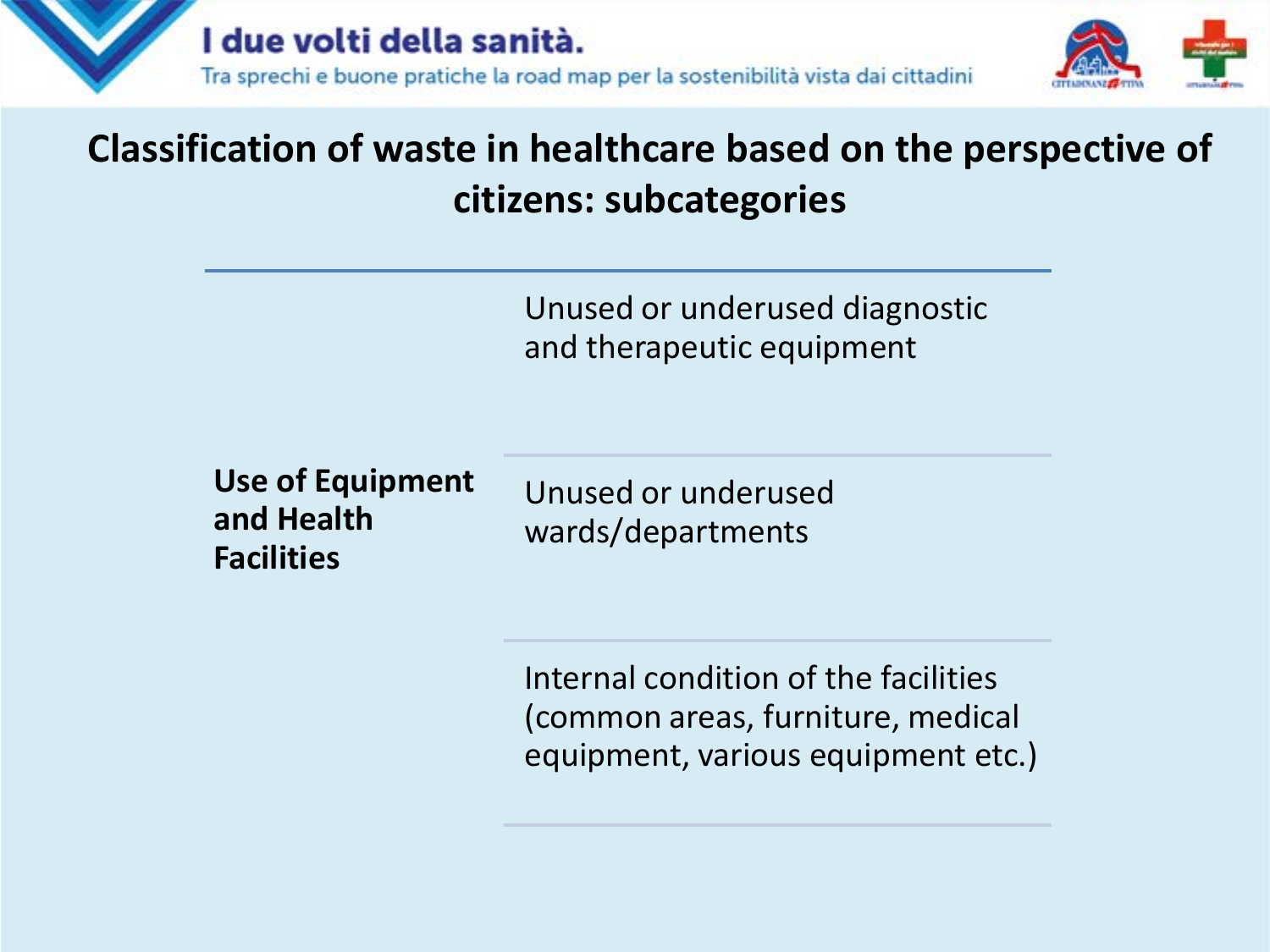# Classification of waste in healthcare based on the perspective of citizens: subcategories

| | |
|---|---|
| | Unused or underused diagnostic and therapeutic equipment |
| **Use of Equipment and Health Facilities** | Unused or underused wards/departments |
| | Internal condition of the facilities (common areas, furniture, medical equipment, various equipment etc.) |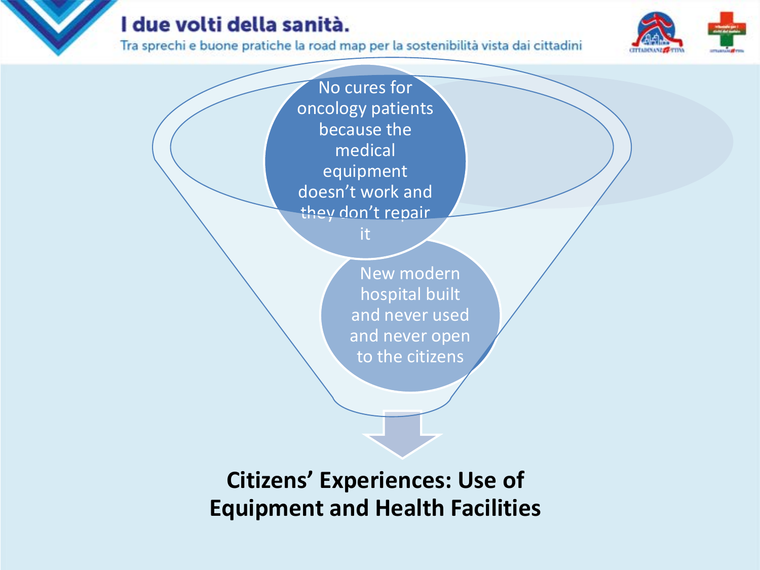No cures for oncology patients because the medical equipment doesn't work and they don't repair it

New modern hospital built and never used and never open to the citizens

**Citizens' Experiences: Use of Equipment and Health Facilities**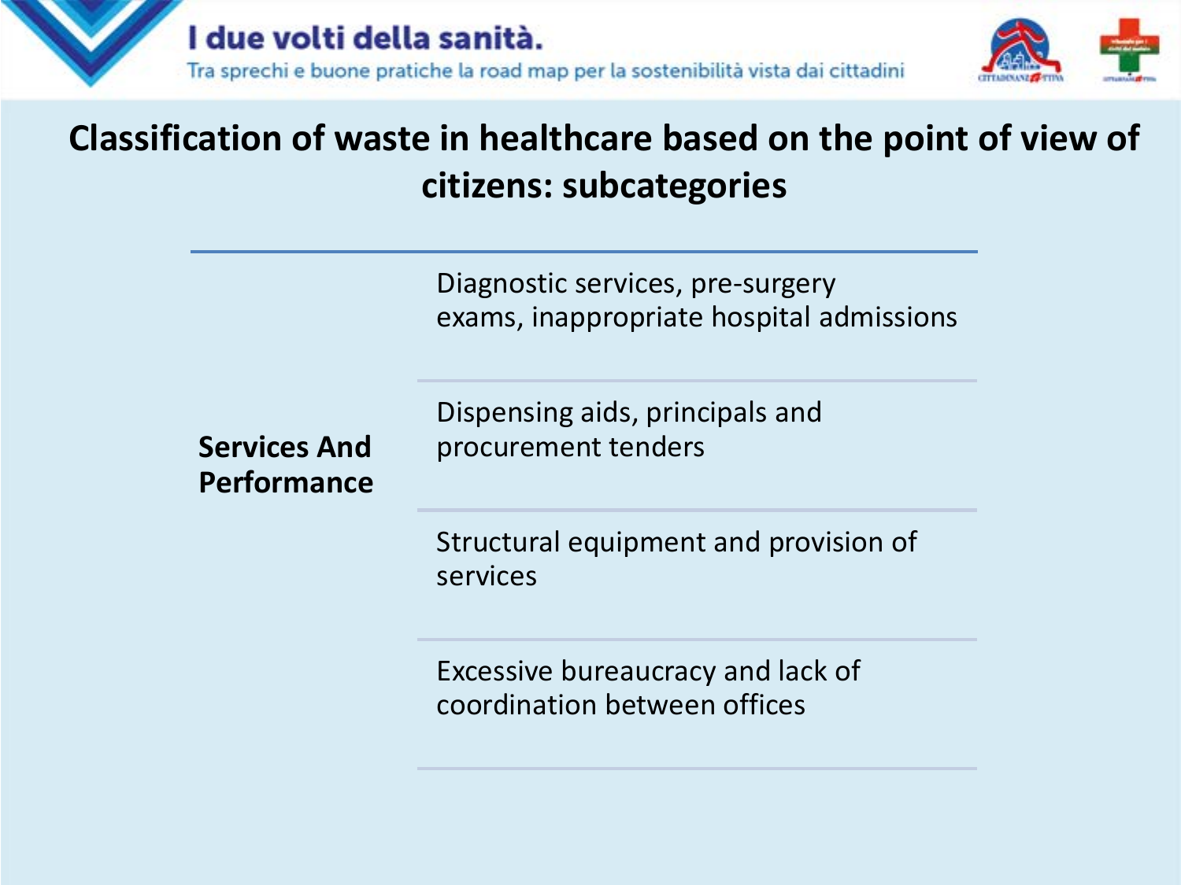# Classification of waste in healthcare based on the point of view of citizens: subcategories

| | |
|---|---|
| **Services And Performance** | Diagnostic services, pre-surgery exams, inappropriate hospital admissions |
| | Dispensing aids, principals and procurement tenders |
| | Structural equipment and provision of services |
| | Excessive bureaucracy and lack of coordination between offices |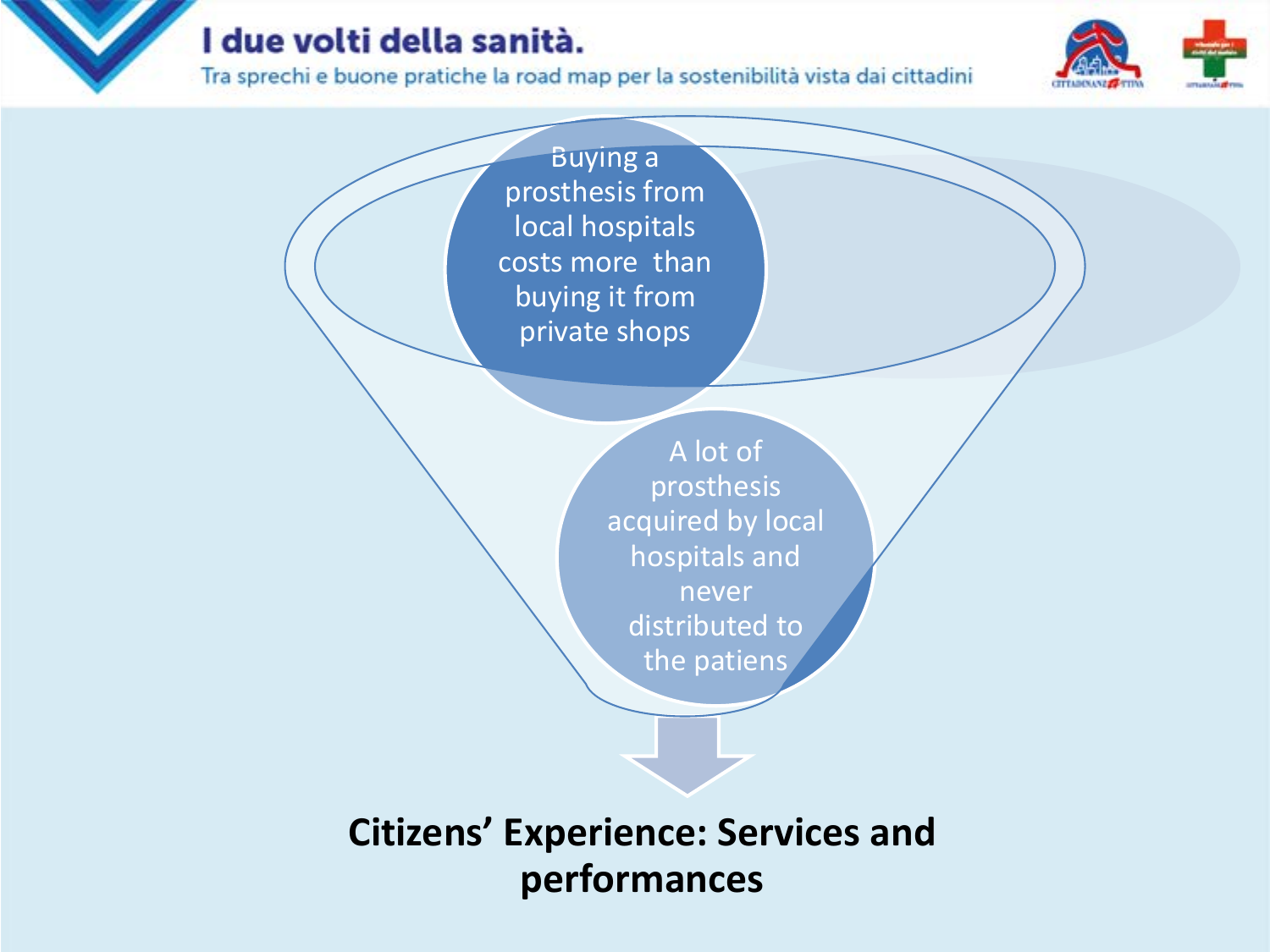Buying a prosthesis from local hospitals costs more than buying it from private shops

A lot of prosthesis acquired by local hospitals and never distributed to the patiens

**Citizens' Experience: Services and performances**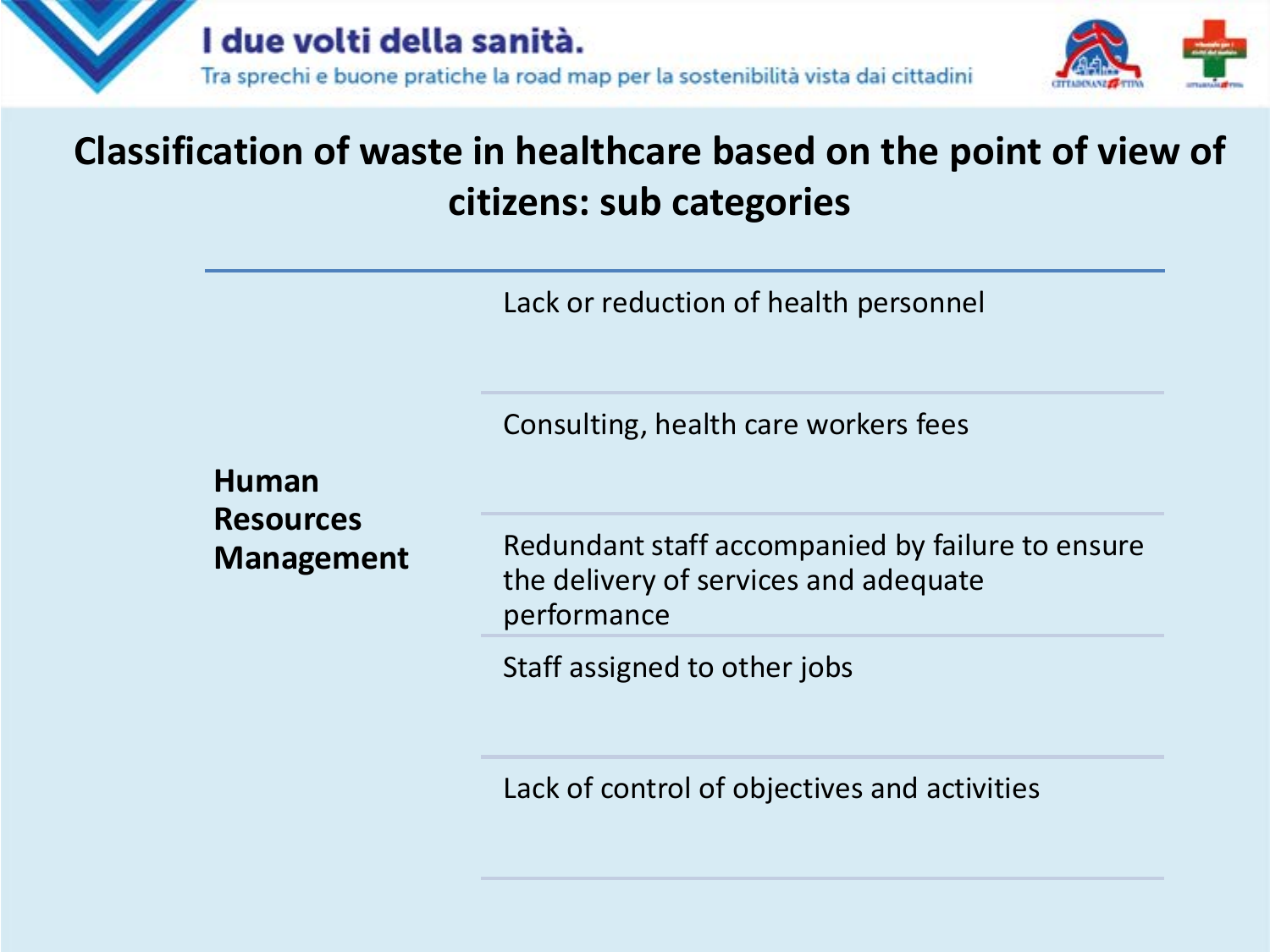# Classification of waste in healthcare based on the point of view of citizens: sub categories

| | |
|---|---|
| **Human Resources Management** | Lack or reduction of health personnel |
| | Consulting, health care workers fees |
| | Redundant staff accompanied by failure to ensure the delivery of services and adequate performance |
| | Staff assigned to other jobs |
| | Lack of control of objectives and activities |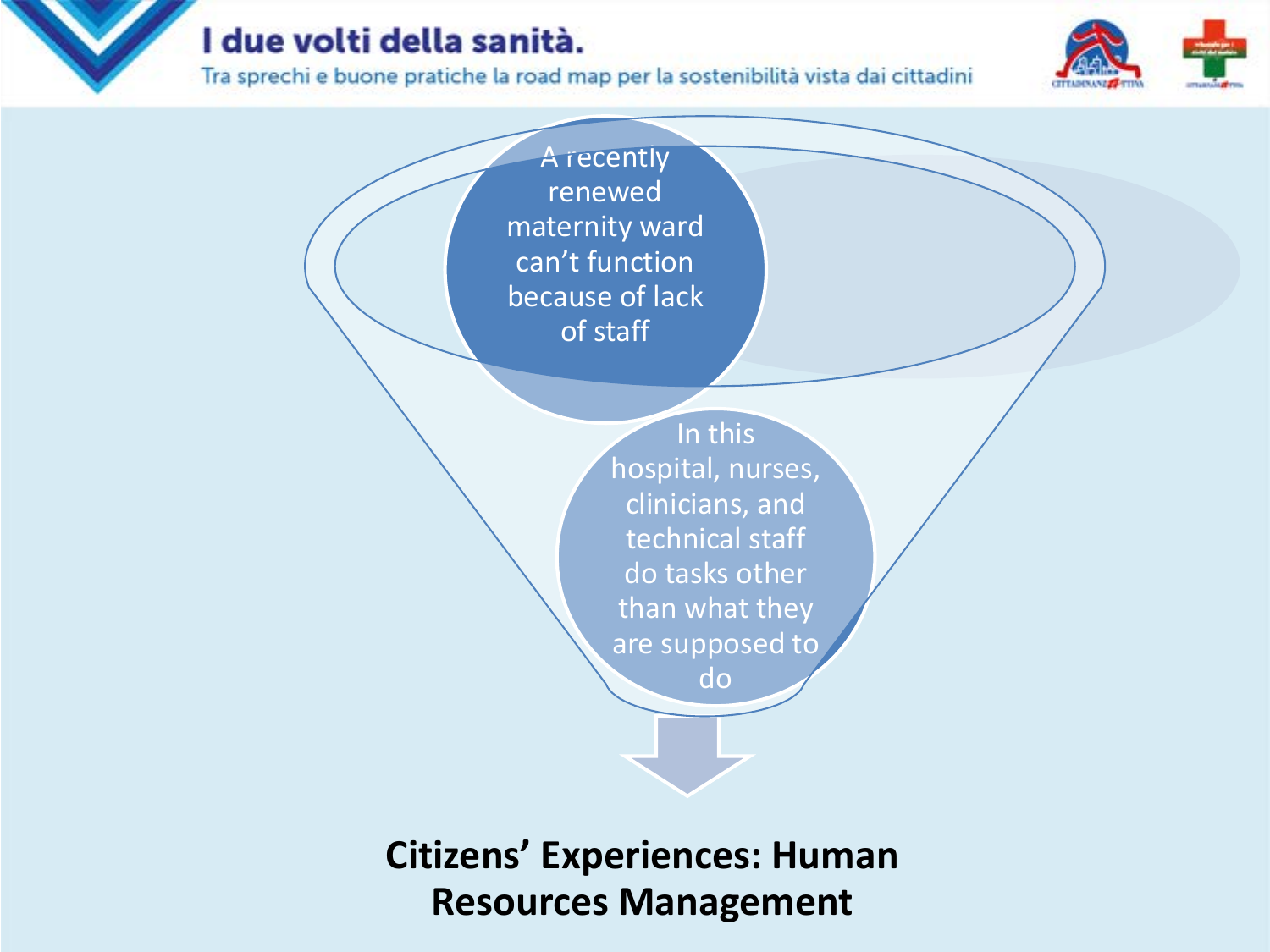A recently renewed maternity ward can't function because of lack of staff

In this hospital, nurses, clinicians, and technical staff do tasks other than what they are supposed to do

## Citizens' Experiences: Human Resources Management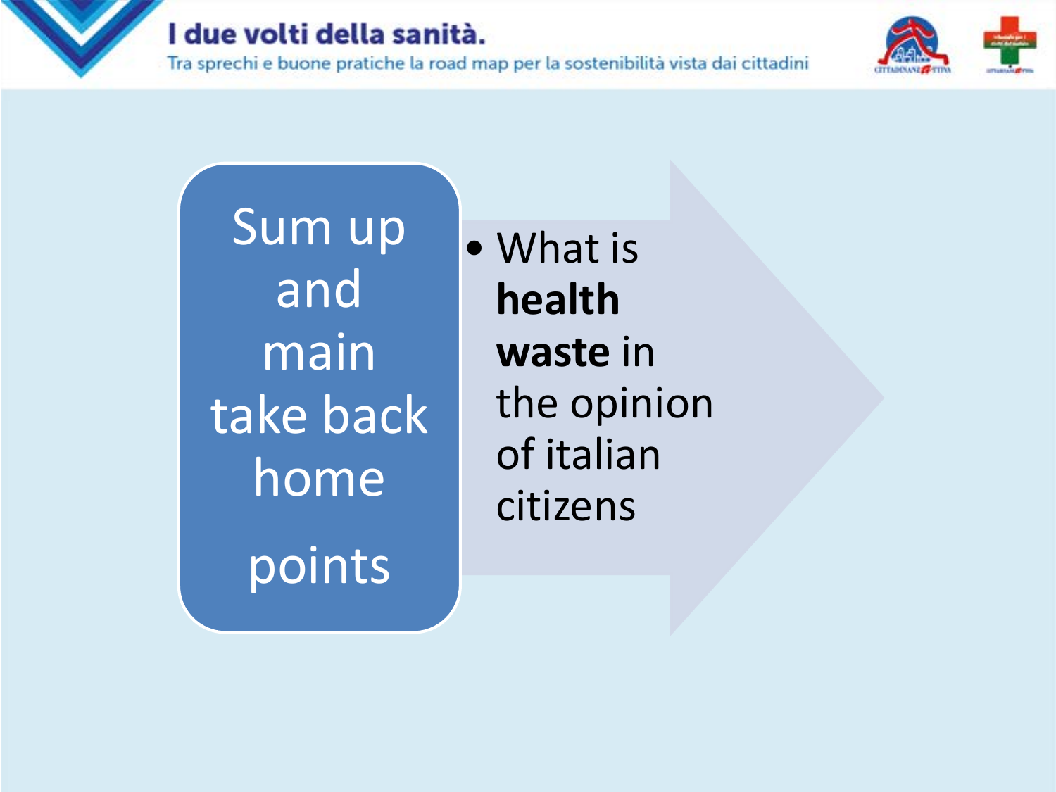Sum up and main take back home points

- What is **health waste** in the opinion of italian citizens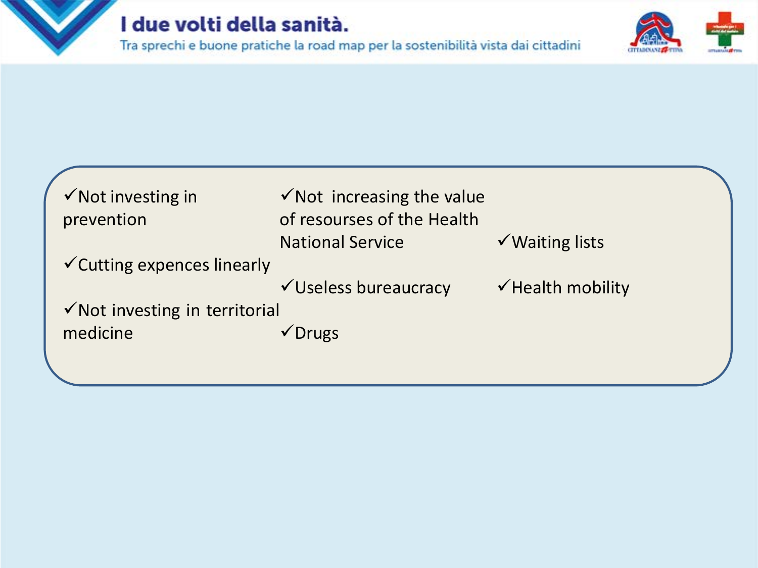- ✓Not investing in prevention
- ✓Cutting expences linearly
- ✓Not investing in territorial medicine
- ✓Not increasing the value of resourses of the Health National Service
- ✓Useless bureaucracy
- ✓Drugs
- ✓Waiting lists
- ✓Health mobility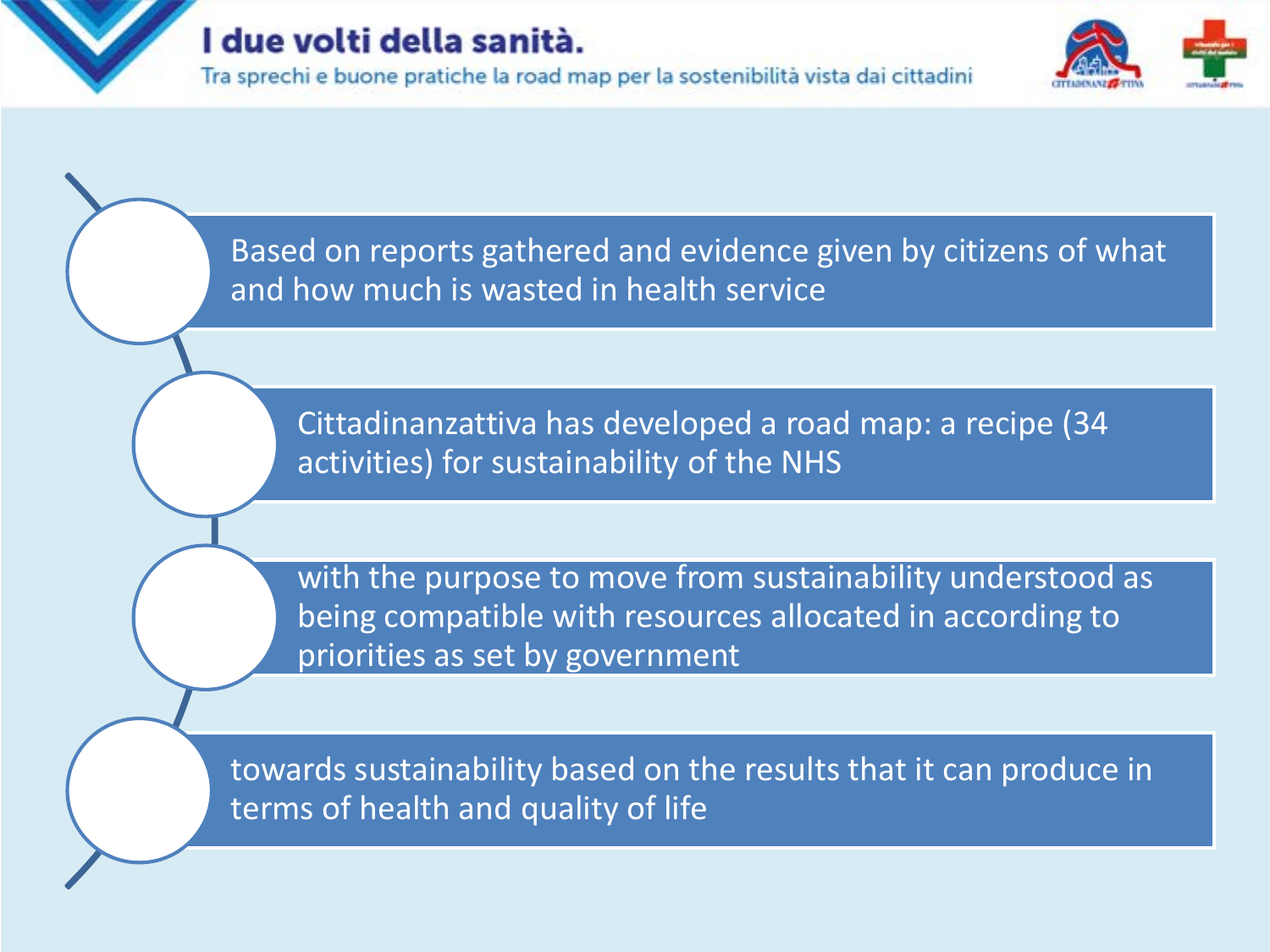Based on reports gathered and evidence given by citizens of what and how much is wasted in health service

Cittadinanzattiva has developed a road map: a recipe (34 activities) for sustainability of the NHS

with the purpose to move from sustainability understood as being compatible with resources allocated in according to priorities as set by government

towards sustainability based on the results that it can produce in terms of health and quality of life